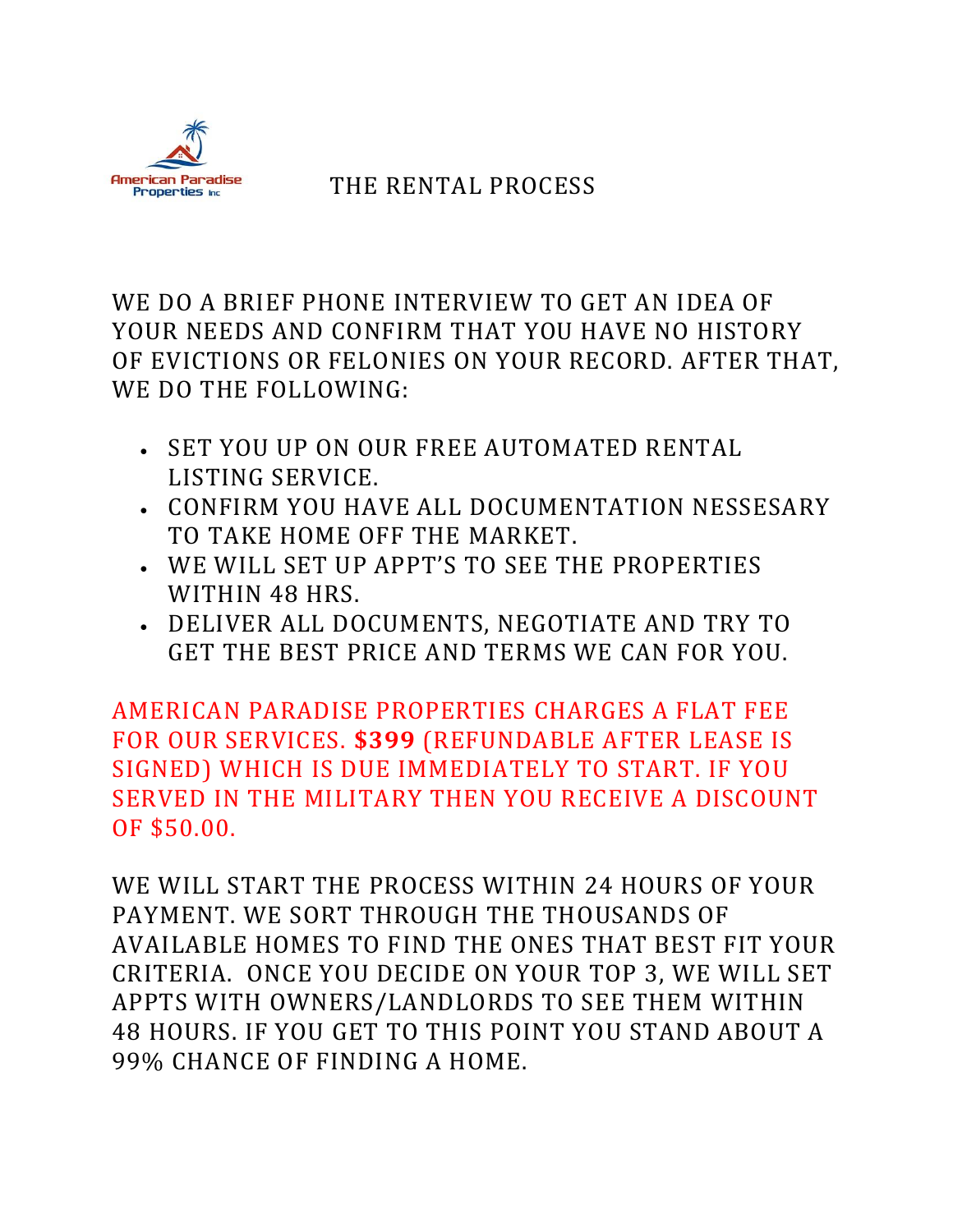American Paradise Properties Inc

# THE RENTAL PROCESS

WE DO A BRIEF PHONE INTERVIEW TO GET AN IDEA OF YOUR NEEDS AND CONFIRM THAT YOU HAVE NO HISTORY OF EVICTIONS OR FELONIES ON YOUR RECORD. AFTER THAT, WE DO THE FOLLOWING:

- SET YOU UP ON OUR FREE AUTOMATED RENTAL LISTING SERVICE.
- CONFIRM YOU HAVE ALL DOCUMENTATION NESSESARY TO TAKE HOME OFF THE MARKET.
- WE WILL SET UP APPT'S TO SEE THE PROPERTIES WITHIN 48 HRS.
- DELIVER ALL DOCUMENTS, NEGOTIATE AND TRY TO GET THE BEST PRICE AND TERMS WE CAN FOR YOU.

AMERICAN PARADISE PROPERTIES CHARGES A FLAT FEE FOR OUR SERVICES. **$399** (REFUNDABLE AFTER LEASE IS SIGNED) WHICH IS DUE IMMEDIATELY TO START. IF YOU SERVED IN THE MILITARY THEN YOU RECEIVE A DISCOUNT OF $50.00.

WE WILL START THE PROCESS WITHIN 24 HOURS OF YOUR PAYMENT. WE SORT THROUGH THE THOUSANDS OF AVAILABLE HOMES TO FIND THE ONES THAT BEST FIT YOUR CRITERIA. ONCE YOU DECIDE ON YOUR TOP 3, WE WILL SET APPTS WITH OWNERS/LANDLORDS TO SEE THEM WITHIN 48 HOURS. IF YOU GET TO THIS POINT YOU STAND ABOUT A 99% CHANCE OF FINDING A HOME.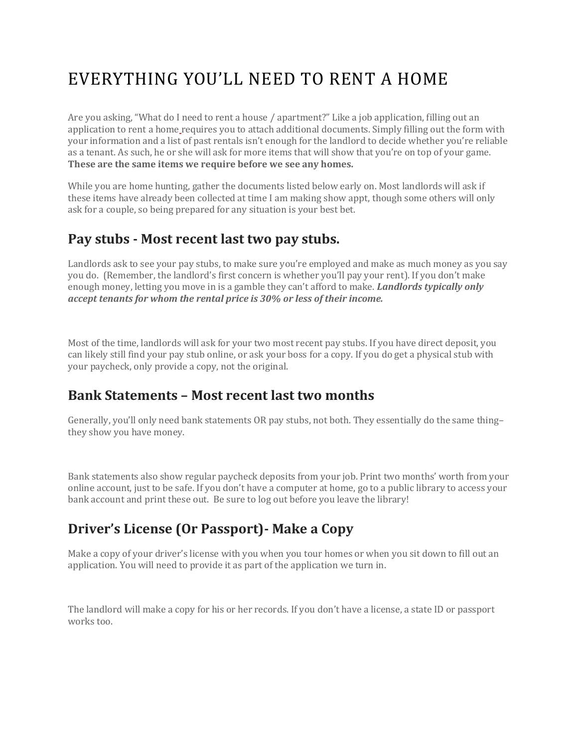# EVERYTHING YOU'LL NEED TO RENT A HOME

Are you asking, "What do I need to rent a house / apartment?" Like a job application, filling out an application to rent a home requires you to attach additional documents. Simply filling out the form with your information and a list of past rentals isn't enough for the landlord to decide whether you're reliable as a tenant. As such, he or she will ask for more items that will show that you're on top of your game. **These are the same items we require before we see any homes.**

While you are home hunting, gather the documents listed below early on. Most landlords will ask if these items have already been collected at time I am making show appt, though some others will only ask for a couple, so being prepared for any situation is your best bet.

## Pay stubs - Most recent last two pay stubs.

Landlords ask to see your pay stubs, to make sure you're employed and make as much money as you say you do. (Remember, the landlord's first concern is whether you'll pay your rent). If you don't make enough money, letting you move in is a gamble they can't afford to make. ***Landlords typically only accept tenants for whom the rental price is 30% or less of their income.***

Most of the time, landlords will ask for your two most recent pay stubs. If you have direct deposit, you can likely still find your pay stub online, or ask your boss for a copy. If you do get a physical stub with your paycheck, only provide a copy, not the original.

## Bank Statements – Most recent last two months

Generally, you'll only need bank statements OR pay stubs, not both. They essentially do the same thing– they show you have money.

Bank statements also show regular paycheck deposits from your job. Print two months' worth from your online account, just to be safe. If you don't have a computer at home, go to a public library to access your bank account and print these out. Be sure to log out before you leave the library!

## Driver's License (Or Passport)- Make a Copy

Make a copy of your driver's license with you when you tour homes or when you sit down to fill out an application. You will need to provide it as part of the application we turn in.

The landlord will make a copy for his or her records. If you don't have a license, a state ID or passport works too.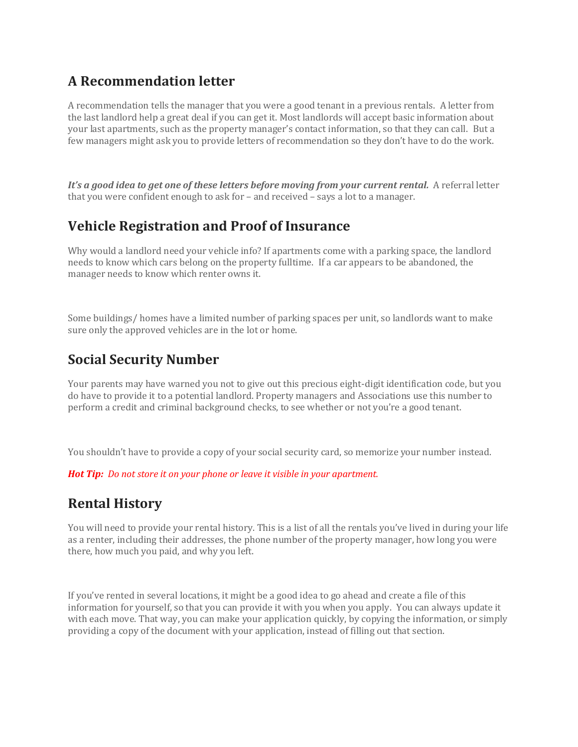## A Recommendation letter

A recommendation tells the manager that you were a good tenant in a previous rentals. A letter from the last landlord help a great deal if you can get it. Most landlords will accept basic information about your last apartments, such as the property manager's contact information, so that they can call. But a few managers might ask you to provide letters of recommendation so they don't have to do the work.

***It's a good idea to get one of these letters before moving from your current rental.*** A referral letter that you were confident enough to ask for – and received – says a lot to a manager.

## Vehicle Registration and Proof of Insurance

Why would a landlord need your vehicle info? If apartments come with a parking space, the landlord needs to know which cars belong on the property fulltime. If a car appears to be abandoned, the manager needs to know which renter owns it.

Some buildings/ homes have a limited number of parking spaces per unit, so landlords want to make sure only the approved vehicles are in the lot or home.

## Social Security Number

Your parents may have warned you not to give out this precious eight-digit identification code, but you do have to provide it to a potential landlord. Property managers and Associations use this number to perform a credit and criminal background checks, to see whether or not you're a good tenant.

You shouldn't have to provide a copy of your social security card, so memorize your number instead.

***Hot Tip:*** *Do not store it on your phone or leave it visible in your apartment.*

## Rental History

You will need to provide your rental history. This is a list of all the rentals you've lived in during your life as a renter, including their addresses, the phone number of the property manager, how long you were there, how much you paid, and why you left.

If you've rented in several locations, it might be a good idea to go ahead and create a file of this information for yourself, so that you can provide it with you when you apply. You can always update it with each move. That way, you can make your application quickly, by copying the information, or simply providing a copy of the document with your application, instead of filling out that section.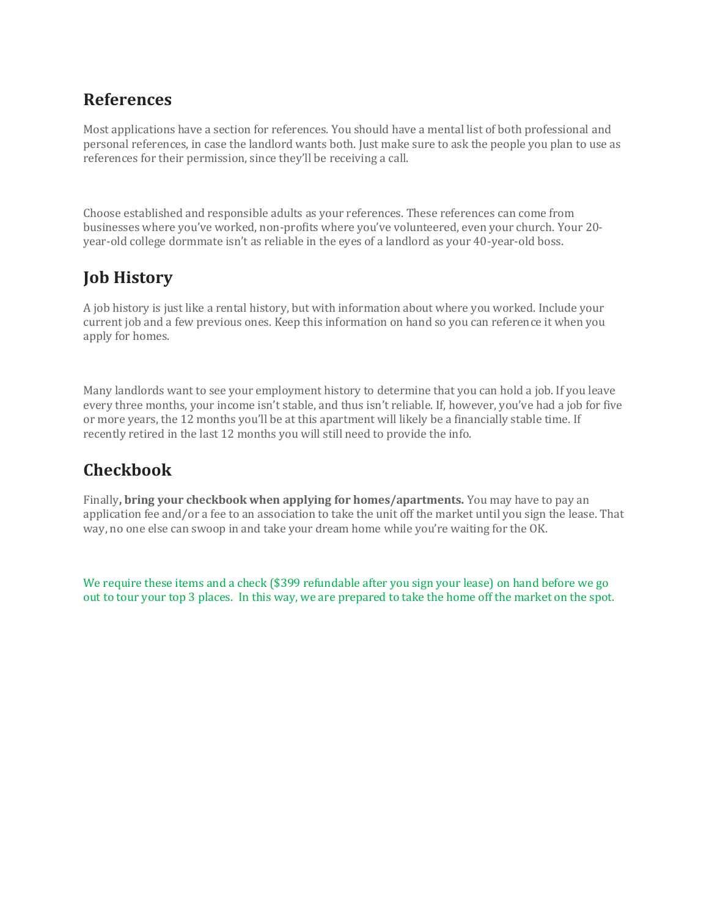## References

Most applications have a section for references. You should have a mental list of both professional and personal references, in case the landlord wants both. Just make sure to ask the people you plan to use as references for their permission, since they'll be receiving a call.

Choose established and responsible adults as your references. These references can come from businesses where you've worked, non-profits where you've volunteered, even your church. Your 20-year-old college dormmate isn't as reliable in the eyes of a landlord as your 40-year-old boss.

## Job History

A job history is just like a rental history, but with information about where you worked. Include your current job and a few previous ones. Keep this information on hand so you can reference it when you apply for homes.

Many landlords want to see your employment history to determine that you can hold a job. If you leave every three months, your income isn't stable, and thus isn't reliable. If, however, you've had a job for five or more years, the 12 months you'll be at this apartment will likely be a financially stable time. If recently retired in the last 12 months you will still need to provide the info.

## Checkbook

Finally**, bring your checkbook when applying for homes/apartments.** You may have to pay an application fee and/or a fee to an association to take the unit off the market until you sign the lease. That way, no one else can swoop in and take your dream home while you're waiting for the OK.

We require these items and a check ($399 refundable after you sign your lease) on hand before we go out to tour your top 3 places. In this way, we are prepared to take the home off the market on the spot.